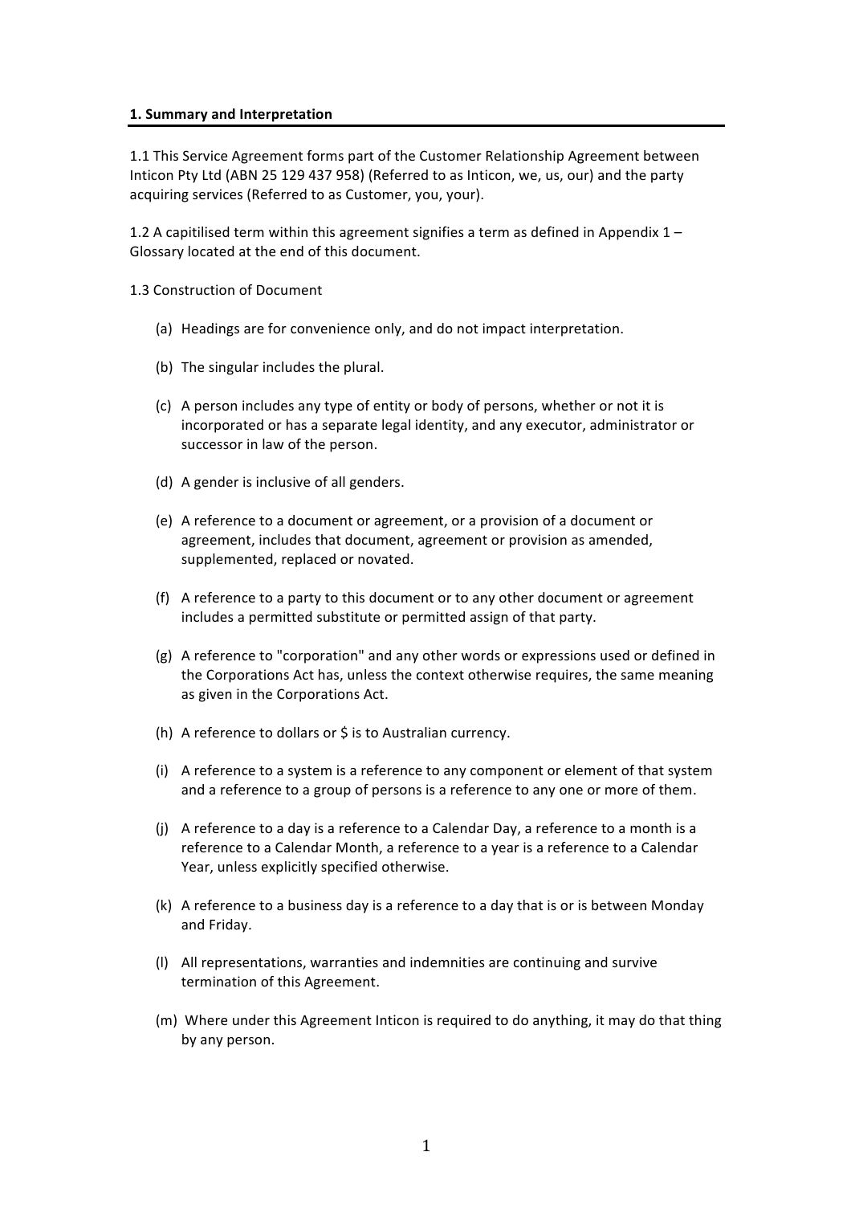## 1. Summary and Interpretation

1.1 This Service Agreement forms part of the Customer Relationship Agreement between Inticon Pty Ltd (ABN 25 129 437 958) (Referred to as Inticon, we, us, our) and the party acquiring services (Referred to as Customer, you, your).

1.2 A capitilised term within this agreement signifies a term as defined in Appendix 1 – Glossary located at the end of this document.

1.3 Construction of Document

(a) Headings are for convenience only, and do not impact interpretation.

(b) The singular includes the plural.

(c) A person includes any type of entity or body of persons, whether or not it is incorporated or has a separate legal identity, and any executor, administrator or successor in law of the person.

(d) A gender is inclusive of all genders.

(e) A reference to a document or agreement, or a provision of a document or agreement, includes that document, agreement or provision as amended, supplemented, replaced or novated.

(f) A reference to a party to this document or to any other document or agreement includes a permitted substitute or permitted assign of that party.

(g) A reference to "corporation" and any other words or expressions used or defined in the Corporations Act has, unless the context otherwise requires, the same meaning as given in the Corporations Act.

(h) A reference to dollars or $ is to Australian currency.

(i) A reference to a system is a reference to any component or element of that system and a reference to a group of persons is a reference to any one or more of them.

(j) A reference to a day is a reference to a Calendar Day, a reference to a month is a reference to a Calendar Month, a reference to a year is a reference to a Calendar Year, unless explicitly specified otherwise.

(k) A reference to a business day is a reference to a day that is or is between Monday and Friday.

(l) All representations, warranties and indemnities are continuing and survive termination of this Agreement.

(m) Where under this Agreement Inticon is required to do anything, it may do that thing by any person.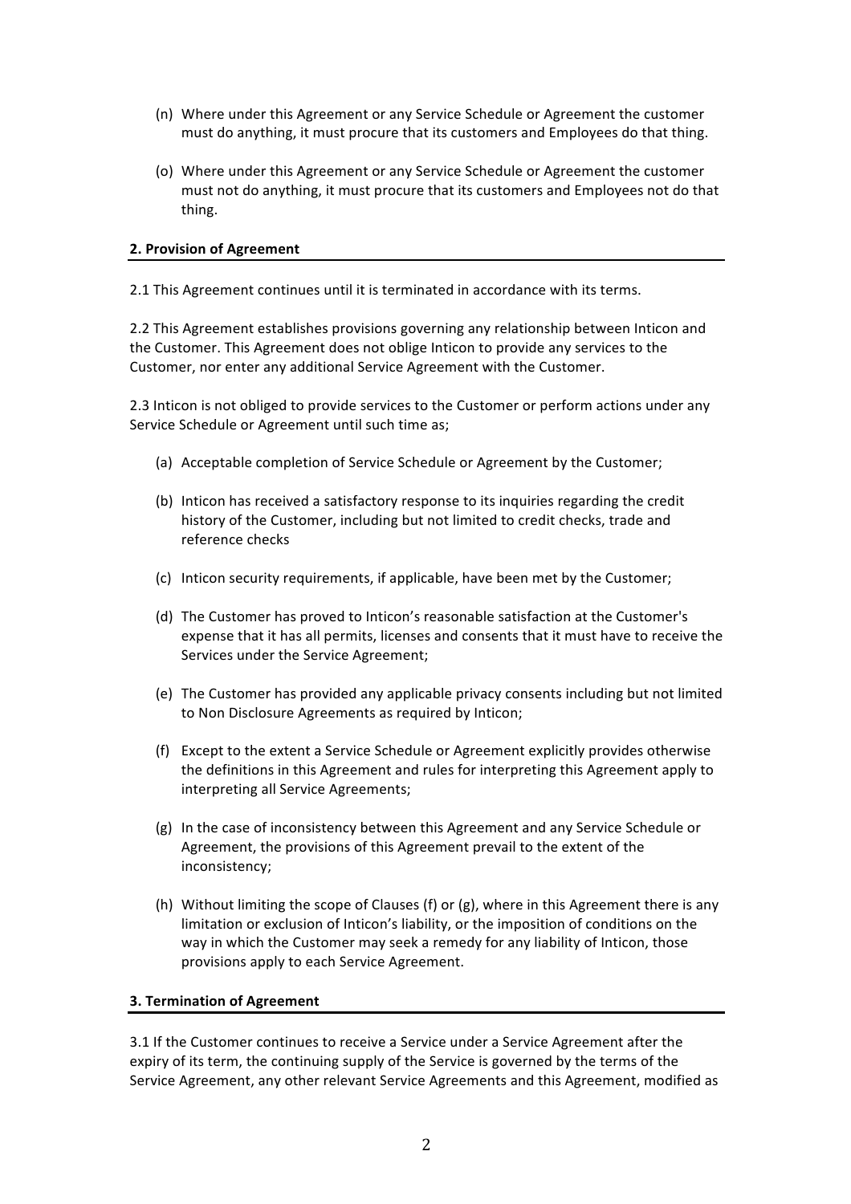(n) Where under this Agreement or any Service Schedule or Agreement the customer must do anything, it must procure that its customers and Employees do that thing.

(o) Where under this Agreement or any Service Schedule or Agreement the customer must not do anything, it must procure that its customers and Employees not do that thing.

**2. Provision of Agreement**

2.1 This Agreement continues until it is terminated in accordance with its terms.

2.2 This Agreement establishes provisions governing any relationship between Inticon and the Customer. This Agreement does not oblige Inticon to provide any services to the Customer, nor enter any additional Service Agreement with the Customer.

2.3 Inticon is not obliged to provide services to the Customer or perform actions under any Service Schedule or Agreement until such time as;

(a) Acceptable completion of Service Schedule or Agreement by the Customer;

(b) Inticon has received a satisfactory response to its inquiries regarding the credit history of the Customer, including but not limited to credit checks, trade and reference checks

(c) Inticon security requirements, if applicable, have been met by the Customer;

(d) The Customer has proved to Inticon's reasonable satisfaction at the Customer's expense that it has all permits, licenses and consents that it must have to receive the Services under the Service Agreement;

(e) The Customer has provided any applicable privacy consents including but not limited to Non Disclosure Agreements as required by Inticon;

(f) Except to the extent a Service Schedule or Agreement explicitly provides otherwise the definitions in this Agreement and rules for interpreting this Agreement apply to interpreting all Service Agreements;

(g) In the case of inconsistency between this Agreement and any Service Schedule or Agreement, the provisions of this Agreement prevail to the extent of the inconsistency;

(h) Without limiting the scope of Clauses (f) or (g), where in this Agreement there is any limitation or exclusion of Inticon's liability, or the imposition of conditions on the way in which the Customer may seek a remedy for any liability of Inticon, those provisions apply to each Service Agreement.

**3. Termination of Agreement**

3.1 If the Customer continues to receive a Service under a Service Agreement after the expiry of its term, the continuing supply of the Service is governed by the terms of the Service Agreement, any other relevant Service Agreements and this Agreement, modified as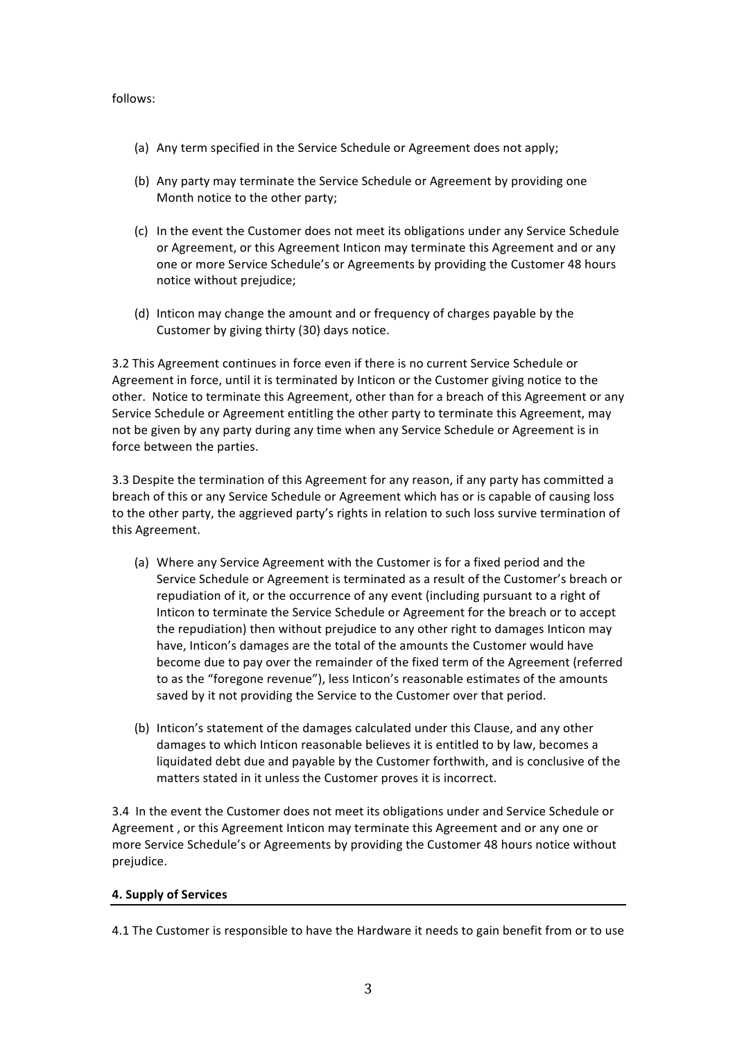follows:

(a) Any term specified in the Service Schedule or Agreement does not apply;

(b) Any party may terminate the Service Schedule or Agreement by providing one Month notice to the other party;

(c) In the event the Customer does not meet its obligations under any Service Schedule or Agreement, or this Agreement Inticon may terminate this Agreement and or any one or more Service Schedule's or Agreements by providing the Customer 48 hours notice without prejudice;

(d) Inticon may change the amount and or frequency of charges payable by the Customer by giving thirty (30) days notice.

3.2 This Agreement continues in force even if there is no current Service Schedule or Agreement in force, until it is terminated by Inticon or the Customer giving notice to the other. Notice to terminate this Agreement, other than for a breach of this Agreement or any Service Schedule or Agreement entitling the other party to terminate this Agreement, may not be given by any party during any time when any Service Schedule or Agreement is in force between the parties.

3.3 Despite the termination of this Agreement for any reason, if any party has committed a breach of this or any Service Schedule or Agreement which has or is capable of causing loss to the other party, the aggrieved party's rights in relation to such loss survive termination of this Agreement.

(a) Where any Service Agreement with the Customer is for a fixed period and the Service Schedule or Agreement is terminated as a result of the Customer's breach or repudiation of it, or the occurrence of any event (including pursuant to a right of Inticon to terminate the Service Schedule or Agreement for the breach or to accept the repudiation) then without prejudice to any other right to damages Inticon may have, Inticon's damages are the total of the amounts the Customer would have become due to pay over the remainder of the fixed term of the Agreement (referred to as the "foregone revenue"), less Inticon's reasonable estimates of the amounts saved by it not providing the Service to the Customer over that period.

(b) Inticon's statement of the damages calculated under this Clause, and any other damages to which Inticon reasonable believes it is entitled to by law, becomes a liquidated debt due and payable by the Customer forthwith, and is conclusive of the matters stated in it unless the Customer proves it is incorrect.

3.4 In the event the Customer does not meet its obligations under and Service Schedule or Agreement , or this Agreement Inticon may terminate this Agreement and or any one or more Service Schedule's or Agreements by providing the Customer 48 hours notice without prejudice.

## 4. Supply of Services

4.1 The Customer is responsible to have the Hardware it needs to gain benefit from or to use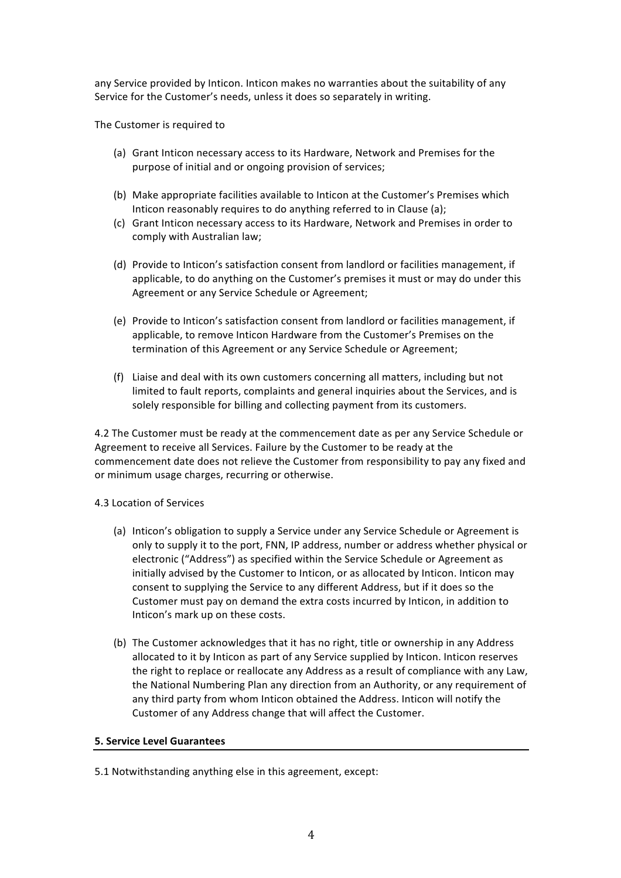any Service provided by Inticon. Inticon makes no warranties about the suitability of any Service for the Customer's needs, unless it does so separately in writing.

The Customer is required to

(a) Grant Inticon necessary access to its Hardware, Network and Premises for the purpose of initial and or ongoing provision of services;

(b) Make appropriate facilities available to Inticon at the Customer's Premises which Inticon reasonably requires to do anything referred to in Clause (a);

(c) Grant Inticon necessary access to its Hardware, Network and Premises in order to comply with Australian law;

(d) Provide to Inticon's satisfaction consent from landlord or facilities management, if applicable, to do anything on the Customer's premises it must or may do under this Agreement or any Service Schedule or Agreement;

(e) Provide to Inticon's satisfaction consent from landlord or facilities management, if applicable, to remove Inticon Hardware from the Customer's Premises on the termination of this Agreement or any Service Schedule or Agreement;

(f) Liaise and deal with its own customers concerning all matters, including but not limited to fault reports, complaints and general inquiries about the Services, and is solely responsible for billing and collecting payment from its customers.

4.2 The Customer must be ready at the commencement date as per any Service Schedule or Agreement to receive all Services. Failure by the Customer to be ready at the commencement date does not relieve the Customer from responsibility to pay any fixed and or minimum usage charges, recurring or otherwise.

4.3 Location of Services

(a) Inticon's obligation to supply a Service under any Service Schedule or Agreement is only to supply it to the port, FNN, IP address, number or address whether physical or electronic ("Address") as specified within the Service Schedule or Agreement as initially advised by the Customer to Inticon, or as allocated by Inticon. Inticon may consent to supplying the Service to any different Address, but if it does so the Customer must pay on demand the extra costs incurred by Inticon, in addition to Inticon's mark up on these costs.

(b) The Customer acknowledges that it has no right, title or ownership in any Address allocated to it by Inticon as part of any Service supplied by Inticon. Inticon reserves the right to replace or reallocate any Address as a result of compliance with any Law, the National Numbering Plan any direction from an Authority, or any requirement of any third party from whom Inticon obtained the Address. Inticon will notify the Customer of any Address change that will affect the Customer.

## 5. Service Level Guarantees

5.1 Notwithstanding anything else in this agreement, except: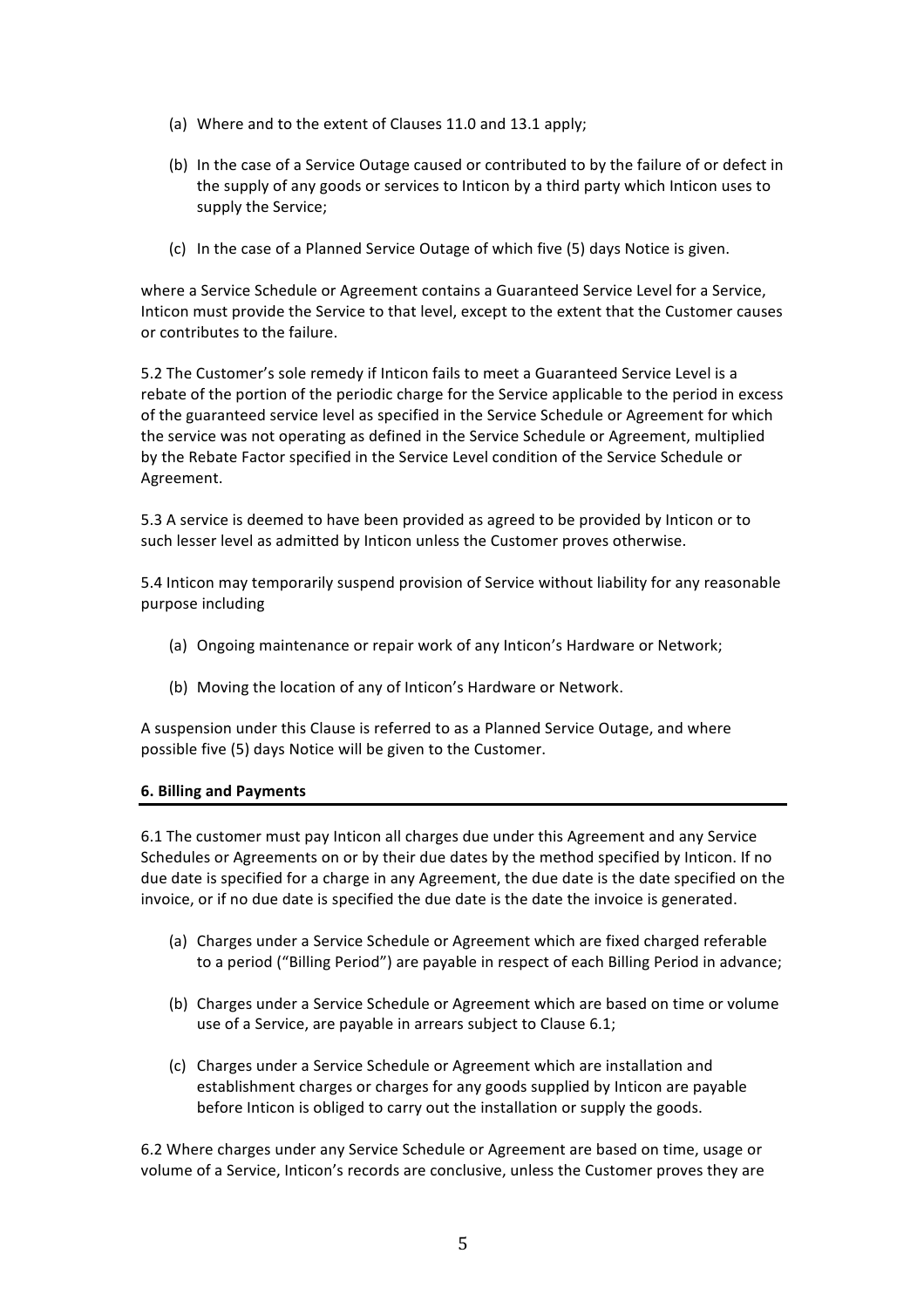(a) Where and to the extent of Clauses 11.0 and 13.1 apply;

(b) In the case of a Service Outage caused or contributed to by the failure of or defect in the supply of any goods or services to Inticon by a third party which Inticon uses to supply the Service;

(c) In the case of a Planned Service Outage of which five (5) days Notice is given.

where a Service Schedule or Agreement contains a Guaranteed Service Level for a Service, Inticon must provide the Service to that level, except to the extent that the Customer causes or contributes to the failure.

5.2 The Customer's sole remedy if Inticon fails to meet a Guaranteed Service Level is a rebate of the portion of the periodic charge for the Service applicable to the period in excess of the guaranteed service level as specified in the Service Schedule or Agreement for which the service was not operating as defined in the Service Schedule or Agreement, multiplied by the Rebate Factor specified in the Service Level condition of the Service Schedule or Agreement.

5.3 A service is deemed to have been provided as agreed to be provided by Inticon or to such lesser level as admitted by Inticon unless the Customer proves otherwise.

5.4 Inticon may temporarily suspend provision of Service without liability for any reasonable purpose including

(a) Ongoing maintenance or repair work of any Inticon's Hardware or Network;

(b) Moving the location of any of Inticon's Hardware or Network.

A suspension under this Clause is referred to as a Planned Service Outage, and where possible five (5) days Notice will be given to the Customer.

**6. Billing and Payments**

6.1 The customer must pay Inticon all charges due under this Agreement and any Service Schedules or Agreements on or by their due dates by the method specified by Inticon. If no due date is specified for a charge in any Agreement, the due date is the date specified on the invoice, or if no due date is specified the due date is the date the invoice is generated.

(a) Charges under a Service Schedule or Agreement which are fixed charged referable to a period ("Billing Period") are payable in respect of each Billing Period in advance;

(b) Charges under a Service Schedule or Agreement which are based on time or volume use of a Service, are payable in arrears subject to Clause 6.1;

(c) Charges under a Service Schedule or Agreement which are installation and establishment charges or charges for any goods supplied by Inticon are payable before Inticon is obliged to carry out the installation or supply the goods.

6.2 Where charges under any Service Schedule or Agreement are based on time, usage or volume of a Service, Inticon's records are conclusive, unless the Customer proves they are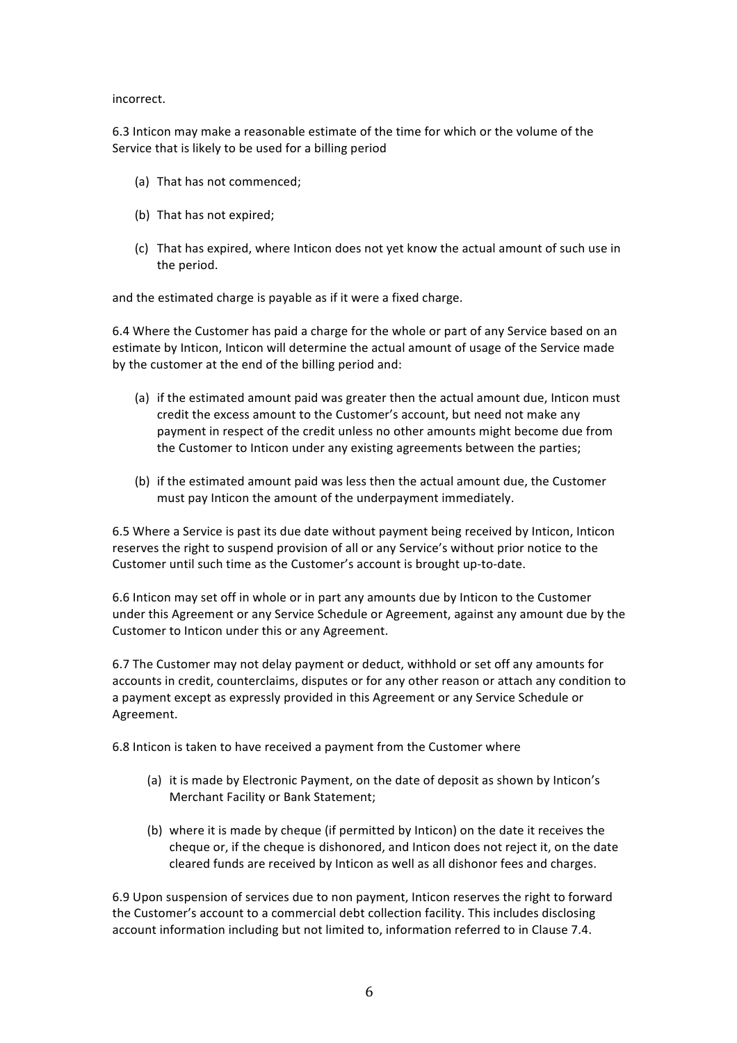incorrect.

6.3 Inticon may make a reasonable estimate of the time for which or the volume of the Service that is likely to be used for a billing period

(a) That has not commenced;

(b) That has not expired;

(c) That has expired, where Inticon does not yet know the actual amount of such use in the period.

and the estimated charge is payable as if it were a fixed charge.

6.4 Where the Customer has paid a charge for the whole or part of any Service based on an estimate by Inticon, Inticon will determine the actual amount of usage of the Service made by the customer at the end of the billing period and:

(a) if the estimated amount paid was greater then the actual amount due, Inticon must credit the excess amount to the Customer's account, but need not make any payment in respect of the credit unless no other amounts might become due from the Customer to Inticon under any existing agreements between the parties;

(b) if the estimated amount paid was less then the actual amount due, the Customer must pay Inticon the amount of the underpayment immediately.

6.5 Where a Service is past its due date without payment being received by Inticon, Inticon reserves the right to suspend provision of all or any Service's without prior notice to the Customer until such time as the Customer's account is brought up-to-date.

6.6 Inticon may set off in whole or in part any amounts due by Inticon to the Customer under this Agreement or any Service Schedule or Agreement, against any amount due by the Customer to Inticon under this or any Agreement.

6.7 The Customer may not delay payment or deduct, withhold or set off any amounts for accounts in credit, counterclaims, disputes or for any other reason or attach any condition to a payment except as expressly provided in this Agreement or any Service Schedule or Agreement.

6.8 Inticon is taken to have received a payment from the Customer where

(a) it is made by Electronic Payment, on the date of deposit as shown by Inticon's Merchant Facility or Bank Statement;

(b) where it is made by cheque (if permitted by Inticon) on the date it receives the cheque or, if the cheque is dishonored, and Inticon does not reject it, on the date cleared funds are received by Inticon as well as all dishonor fees and charges.

6.9 Upon suspension of services due to non payment, Inticon reserves the right to forward the Customer's account to a commercial debt collection facility. This includes disclosing account information including but not limited to, information referred to in Clause 7.4.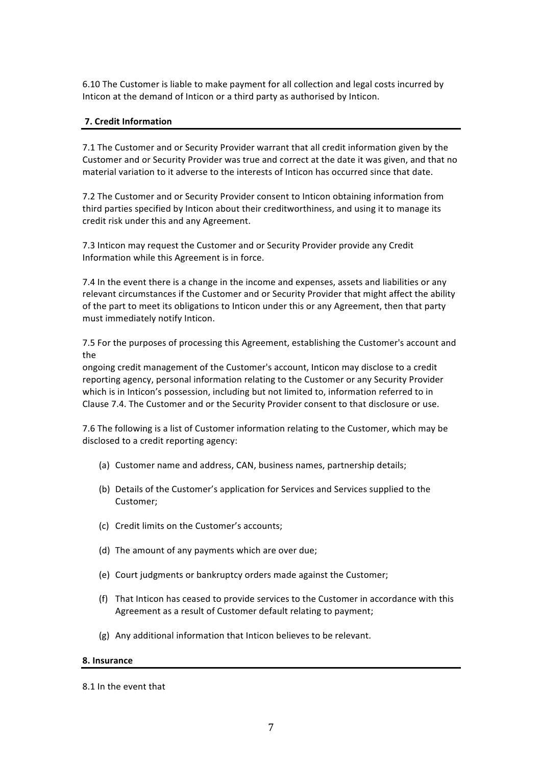6.10 The Customer is liable to make payment for all collection and legal costs incurred by Inticon at the demand of Inticon or a third party as authorised by Inticon.

## 7. Credit Information

7.1 The Customer and or Security Provider warrant that all credit information given by the Customer and or Security Provider was true and correct at the date it was given, and that no material variation to it adverse to the interests of Inticon has occurred since that date.

7.2 The Customer and or Security Provider consent to Inticon obtaining information from third parties specified by Inticon about their creditworthiness, and using it to manage its credit risk under this and any Agreement.

7.3 Inticon may request the Customer and or Security Provider provide any Credit Information while this Agreement is in force.

7.4 In the event there is a change in the income and expenses, assets and liabilities or any relevant circumstances if the Customer and or Security Provider that might affect the ability of the part to meet its obligations to Inticon under this or any Agreement, then that party must immediately notify Inticon.

7.5 For the purposes of processing this Agreement, establishing the Customer's account and the
ongoing credit management of the Customer's account, Inticon may disclose to a credit reporting agency, personal information relating to the Customer or any Security Provider which is in Inticon's possession, including but not limited to, information referred to in Clause 7.4. The Customer and or the Security Provider consent to that disclosure or use.

7.6 The following is a list of Customer information relating to the Customer, which may be disclosed to a credit reporting agency:

(a) Customer name and address, CAN, business names, partnership details;

(b) Details of the Customer's application for Services and Services supplied to the Customer;

(c) Credit limits on the Customer's accounts;

(d) The amount of any payments which are over due;

(e) Court judgments or bankruptcy orders made against the Customer;

(f) That Inticon has ceased to provide services to the Customer in accordance with this Agreement as a result of Customer default relating to payment;

(g) Any additional information that Inticon believes to be relevant.

## 8. Insurance

8.1 In the event that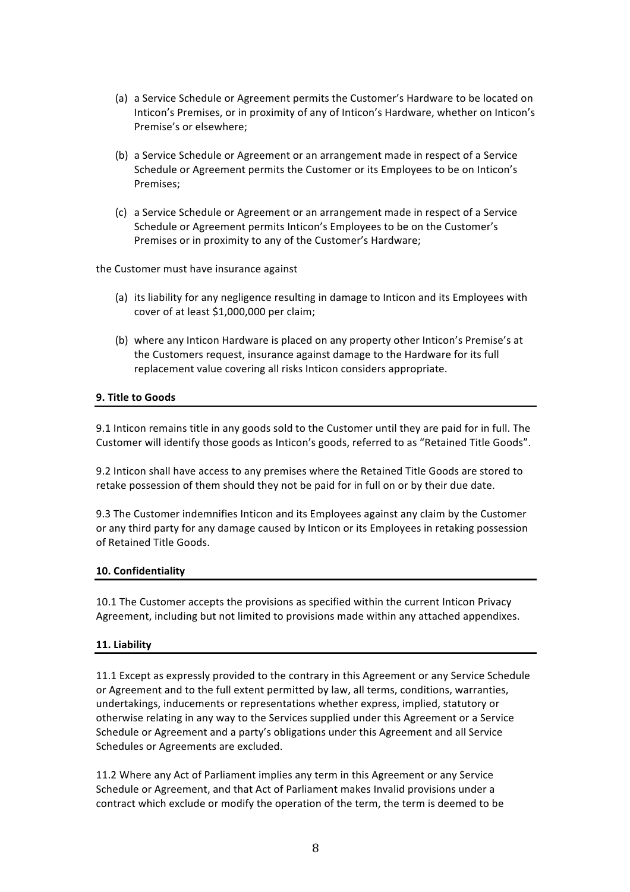(a) a Service Schedule or Agreement permits the Customer's Hardware to be located on Inticon's Premises, or in proximity of any of Inticon's Hardware, whether on Inticon's Premise's or elsewhere;

(b) a Service Schedule or Agreement or an arrangement made in respect of a Service Schedule or Agreement permits the Customer or its Employees to be on Inticon's Premises;

(c) a Service Schedule or Agreement or an arrangement made in respect of a Service Schedule or Agreement permits Inticon's Employees to be on the Customer's Premises or in proximity to any of the Customer's Hardware;

the Customer must have insurance against

(a) its liability for any negligence resulting in damage to Inticon and its Employees with cover of at least $1,000,000 per claim;

(b) where any Inticon Hardware is placed on any property other Inticon's Premise's at the Customers request, insurance against damage to the Hardware for its full replacement value covering all risks Inticon considers appropriate.

**9. Title to Goods**

9.1 Inticon remains title in any goods sold to the Customer until they are paid for in full. The Customer will identify those goods as Inticon's goods, referred to as "Retained Title Goods".

9.2 Inticon shall have access to any premises where the Retained Title Goods are stored to retake possession of them should they not be paid for in full on or by their due date.

9.3 The Customer indemnifies Inticon and its Employees against any claim by the Customer or any third party for any damage caused by Inticon or its Employees in retaking possession of Retained Title Goods.

**10. Confidentiality**

10.1 The Customer accepts the provisions as specified within the current Inticon Privacy Agreement, including but not limited to provisions made within any attached appendixes.

**11. Liability**

11.1 Except as expressly provided to the contrary in this Agreement or any Service Schedule or Agreement and to the full extent permitted by law, all terms, conditions, warranties, undertakings, inducements or representations whether express, implied, statutory or otherwise relating in any way to the Services supplied under this Agreement or a Service Schedule or Agreement and a party's obligations under this Agreement and all Service Schedules or Agreements are excluded.

11.2 Where any Act of Parliament implies any term in this Agreement or any Service Schedule or Agreement, and that Act of Parliament makes Invalid provisions under a contract which exclude or modify the operation of the term, the term is deemed to be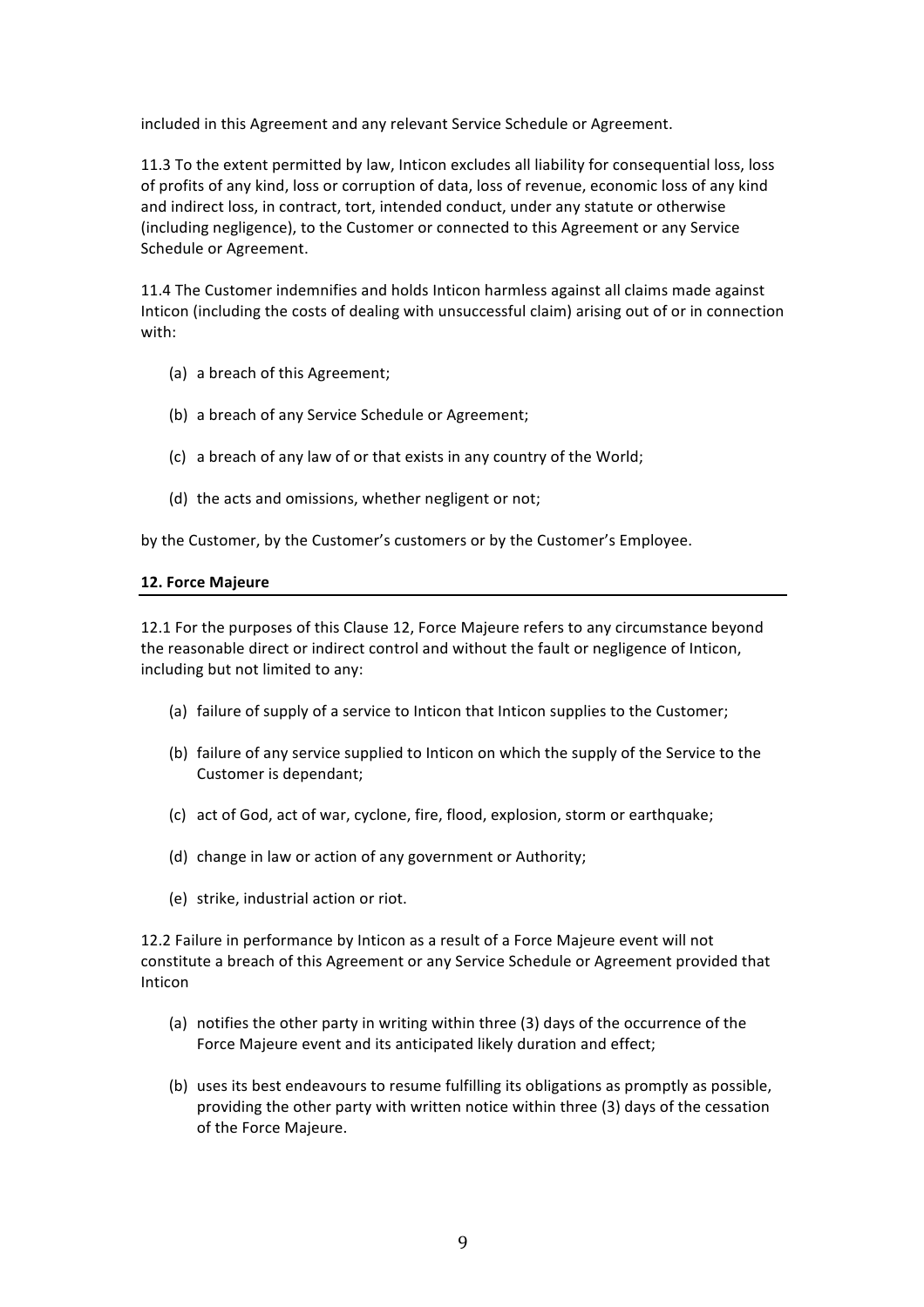included in this Agreement and any relevant Service Schedule or Agreement.

11.3 To the extent permitted by law, Inticon excludes all liability for consequential loss, loss of profits of any kind, loss or corruption of data, loss of revenue, economic loss of any kind and indirect loss, in contract, tort, intended conduct, under any statute or otherwise (including negligence), to the Customer or connected to this Agreement or any Service Schedule or Agreement.

11.4 The Customer indemnifies and holds Inticon harmless against all claims made against Inticon (including the costs of dealing with unsuccessful claim) arising out of or in connection with:

(a) a breach of this Agreement;

(b) a breach of any Service Schedule or Agreement;

(c) a breach of any law of or that exists in any country of the World;

(d) the acts and omissions, whether negligent or not;

by the Customer, by the Customer's customers or by the Customer's Employee.

## 12. Force Majeure

12.1 For the purposes of this Clause 12, Force Majeure refers to any circumstance beyond the reasonable direct or indirect control and without the fault or negligence of Inticon, including but not limited to any:

(a) failure of supply of a service to Inticon that Inticon supplies to the Customer;

(b) failure of any service supplied to Inticon on which the supply of the Service to the Customer is dependant;

(c) act of God, act of war, cyclone, fire, flood, explosion, storm or earthquake;

(d) change in law or action of any government or Authority;

(e) strike, industrial action or riot.

12.2 Failure in performance by Inticon as a result of a Force Majeure event will not constitute a breach of this Agreement or any Service Schedule or Agreement provided that Inticon

(a) notifies the other party in writing within three (3) days of the occurrence of the Force Majeure event and its anticipated likely duration and effect;

(b) uses its best endeavours to resume fulfilling its obligations as promptly as possible, providing the other party with written notice within three (3) days of the cessation of the Force Majeure.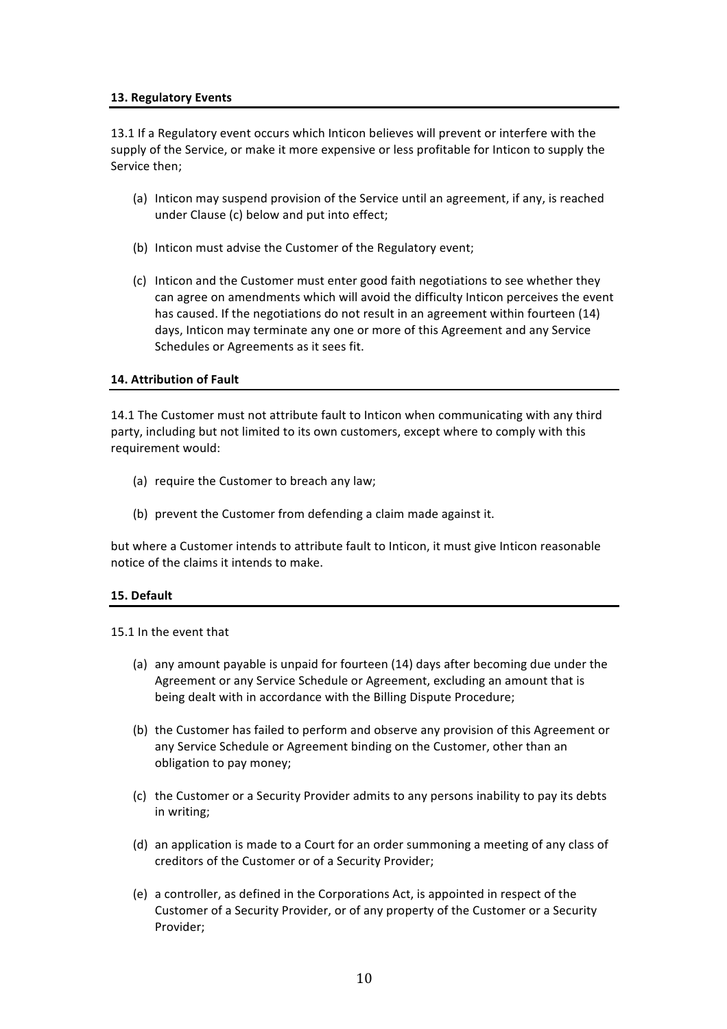**13. Regulatory Events**

13.1 If a Regulatory event occurs which Inticon believes will prevent or interfere with the supply of the Service, or make it more expensive or less profitable for Inticon to supply the Service then;

(a) Inticon may suspend provision of the Service until an agreement, if any, is reached under Clause (c) below and put into effect;

(b) Inticon must advise the Customer of the Regulatory event;

(c) Inticon and the Customer must enter good faith negotiations to see whether they can agree on amendments which will avoid the difficulty Inticon perceives the event has caused. If the negotiations do not result in an agreement within fourteen (14) days, Inticon may terminate any one or more of this Agreement and any Service Schedules or Agreements as it sees fit.

**14. Attribution of Fault**

14.1 The Customer must not attribute fault to Inticon when communicating with any third party, including but not limited to its own customers, except where to comply with this requirement would:

(a) require the Customer to breach any law;

(b) prevent the Customer from defending a claim made against it.

but where a Customer intends to attribute fault to Inticon, it must give Inticon reasonable notice of the claims it intends to make.

**15. Default**

15.1 In the event that

(a) any amount payable is unpaid for fourteen (14) days after becoming due under the Agreement or any Service Schedule or Agreement, excluding an amount that is being dealt with in accordance with the Billing Dispute Procedure;

(b) the Customer has failed to perform and observe any provision of this Agreement or any Service Schedule or Agreement binding on the Customer, other than an obligation to pay money;

(c) the Customer or a Security Provider admits to any persons inability to pay its debts in writing;

(d) an application is made to a Court for an order summoning a meeting of any class of creditors of the Customer or of a Security Provider;

(e) a controller, as defined in the Corporations Act, is appointed in respect of the Customer of a Security Provider, or of any property of the Customer or a Security Provider;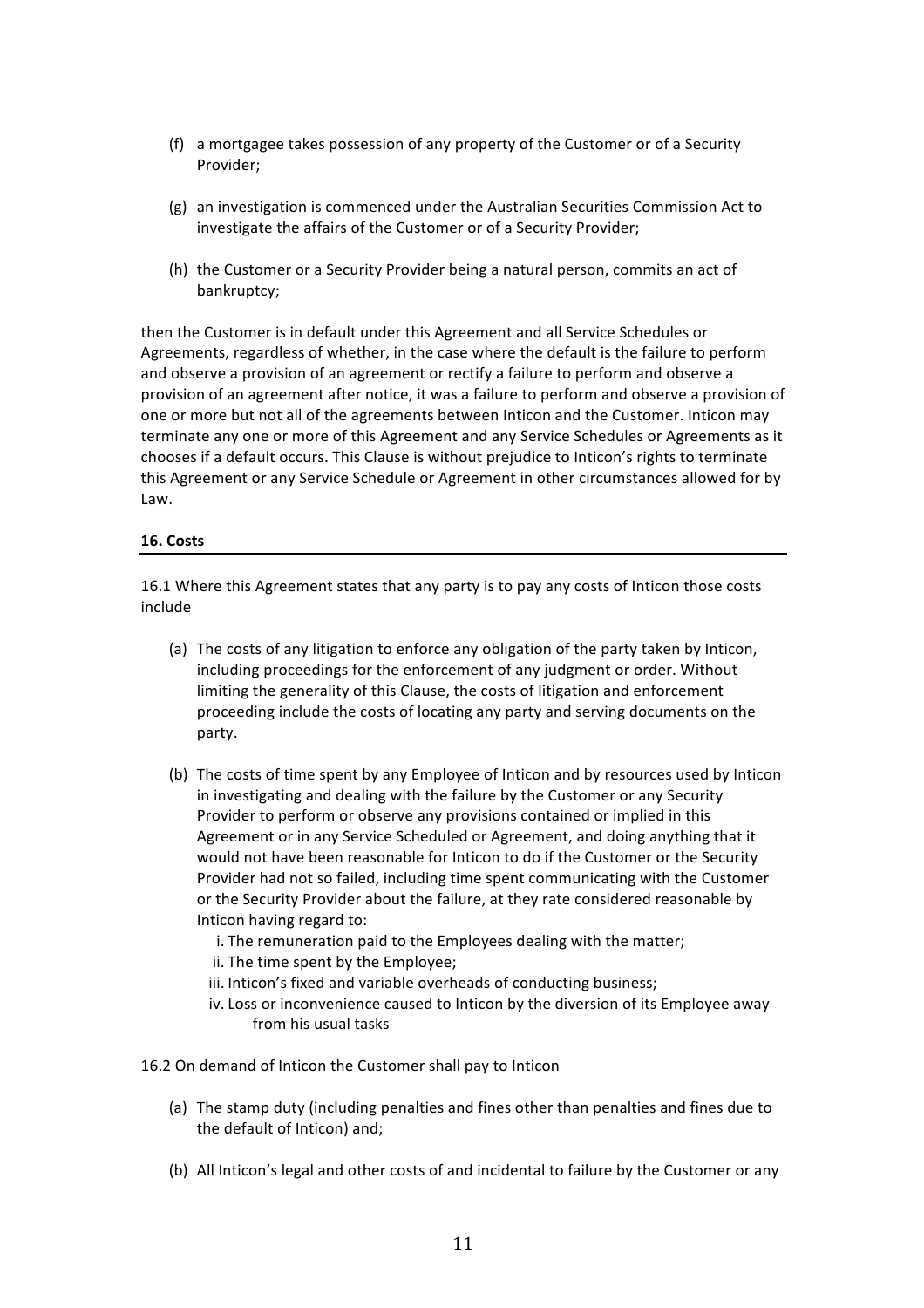(f) a mortgagee takes possession of any property of the Customer or of a Security Provider;

(g) an investigation is commenced under the Australian Securities Commission Act to investigate the affairs of the Customer or of a Security Provider;

(h) the Customer or a Security Provider being a natural person, commits an act of bankruptcy;

then the Customer is in default under this Agreement and all Service Schedules or Agreements, regardless of whether, in the case where the default is the failure to perform and observe a provision of an agreement or rectify a failure to perform and observe a provision of an agreement after notice, it was a failure to perform and observe a provision of one or more but not all of the agreements between Inticon and the Customer. Inticon may terminate any one or more of this Agreement and any Service Schedules or Agreements as it chooses if a default occurs. This Clause is without prejudice to Inticon's rights to terminate this Agreement or any Service Schedule or Agreement in other circumstances allowed for by Law.

**16. Costs**

16.1 Where this Agreement states that any party is to pay any costs of Inticon those costs include

(a) The costs of any litigation to enforce any obligation of the party taken by Inticon, including proceedings for the enforcement of any judgment or order. Without limiting the generality of this Clause, the costs of litigation and enforcement proceeding include the costs of locating any party and serving documents on the party.

(b) The costs of time spent by any Employee of Inticon and by resources used by Inticon in investigating and dealing with the failure by the Customer or any Security Provider to perform or observe any provisions contained or implied in this Agreement or in any Service Scheduled or Agreement, and doing anything that it would not have been reasonable for Inticon to do if the Customer or the Security Provider had not so failed, including time spent communicating with the Customer or the Security Provider about the failure, at they rate considered reasonable by Inticon having regard to:

   i. The remuneration paid to the Employees dealing with the matter;
   ii. The time spent by the Employee;
   iii. Inticon's fixed and variable overheads of conducting business;
   iv. Loss or inconvenience caused to Inticon by the diversion of its Employee away from his usual tasks

16.2 On demand of Inticon the Customer shall pay to Inticon

(a) The stamp duty (including penalties and fines other than penalties and fines due to the default of Inticon) and;

(b) All Inticon's legal and other costs of and incidental to failure by the Customer or any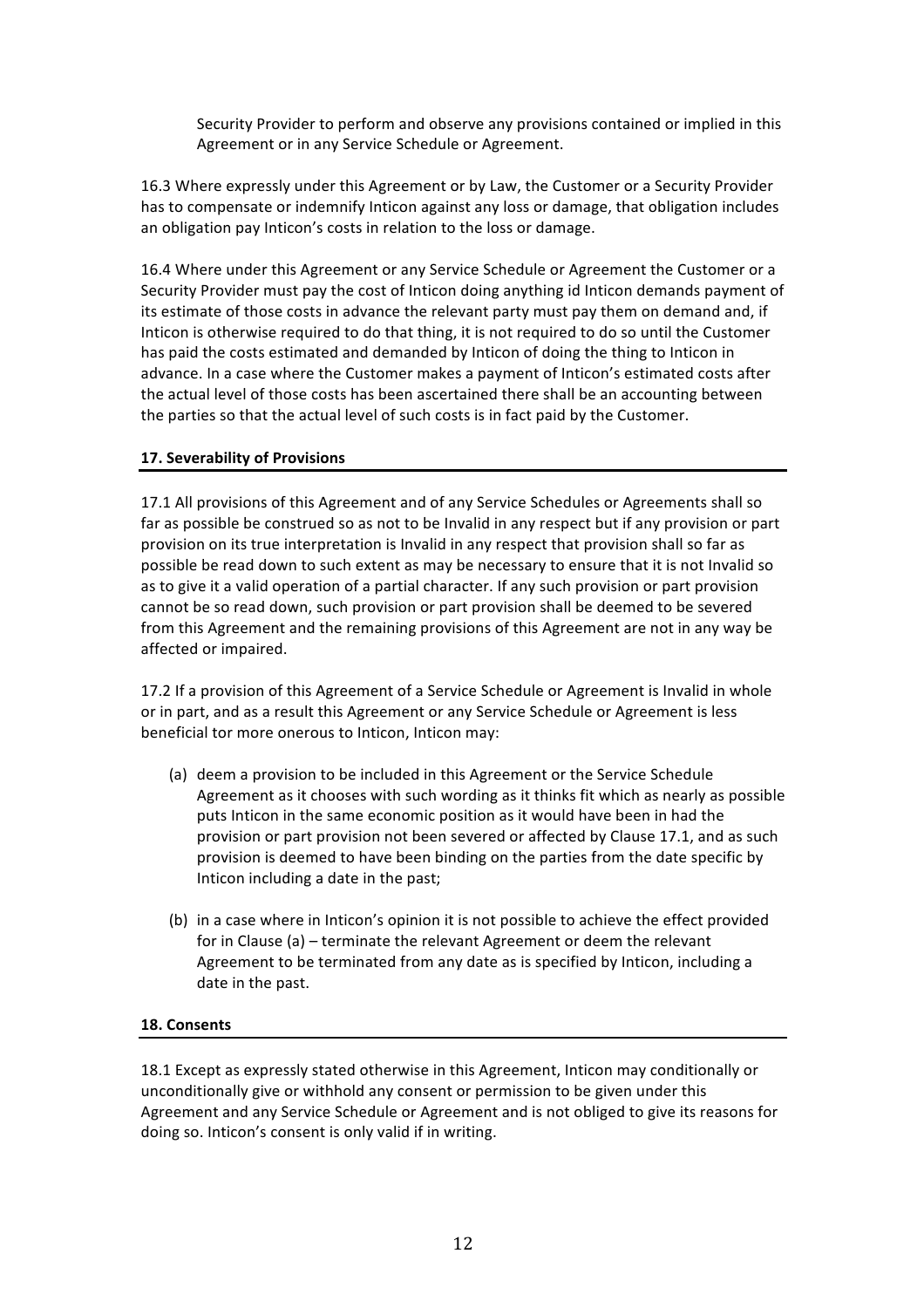Security Provider to perform and observe any provisions contained or implied in this Agreement or in any Service Schedule or Agreement.

16.3 Where expressly under this Agreement or by Law, the Customer or a Security Provider has to compensate or indemnify Inticon against any loss or damage, that obligation includes an obligation pay Inticon's costs in relation to the loss or damage.

16.4 Where under this Agreement or any Service Schedule or Agreement the Customer or a Security Provider must pay the cost of Inticon doing anything id Inticon demands payment of its estimate of those costs in advance the relevant party must pay them on demand and, if Inticon is otherwise required to do that thing, it is not required to do so until the Customer has paid the costs estimated and demanded by Inticon of doing the thing to Inticon in advance. In a case where the Customer makes a payment of Inticon's estimated costs after the actual level of those costs has been ascertained there shall be an accounting between the parties so that the actual level of such costs is in fact paid by the Customer.

**17. Severability of Provisions**

17.1 All provisions of this Agreement and of any Service Schedules or Agreements shall so far as possible be construed so as not to be Invalid in any respect but if any provision or part provision on its true interpretation is Invalid in any respect that provision shall so far as possible be read down to such extent as may be necessary to ensure that it is not Invalid so as to give it a valid operation of a partial character. If any such provision or part provision cannot be so read down, such provision or part provision shall be deemed to be severed from this Agreement and the remaining provisions of this Agreement are not in any way be affected or impaired.

17.2 If a provision of this Agreement of a Service Schedule or Agreement is Invalid in whole or in part, and as a result this Agreement or any Service Schedule or Agreement is less beneficial tor more onerous to Inticon, Inticon may:

(a) deem a provision to be included in this Agreement or the Service Schedule Agreement as it chooses with such wording as it thinks fit which as nearly as possible puts Inticon in the same economic position as it would have been in had the provision or part provision not been severed or affected by Clause 17.1, and as such provision is deemed to have been binding on the parties from the date specific by Inticon including a date in the past;

(b) in a case where in Inticon's opinion it is not possible to achieve the effect provided for in Clause (a) – terminate the relevant Agreement or deem the relevant Agreement to be terminated from any date as is specified by Inticon, including a date in the past.

**18. Consents**

18.1 Except as expressly stated otherwise in this Agreement, Inticon may conditionally or unconditionally give or withhold any consent or permission to be given under this Agreement and any Service Schedule or Agreement and is not obliged to give its reasons for doing so. Inticon's consent is only valid if in writing.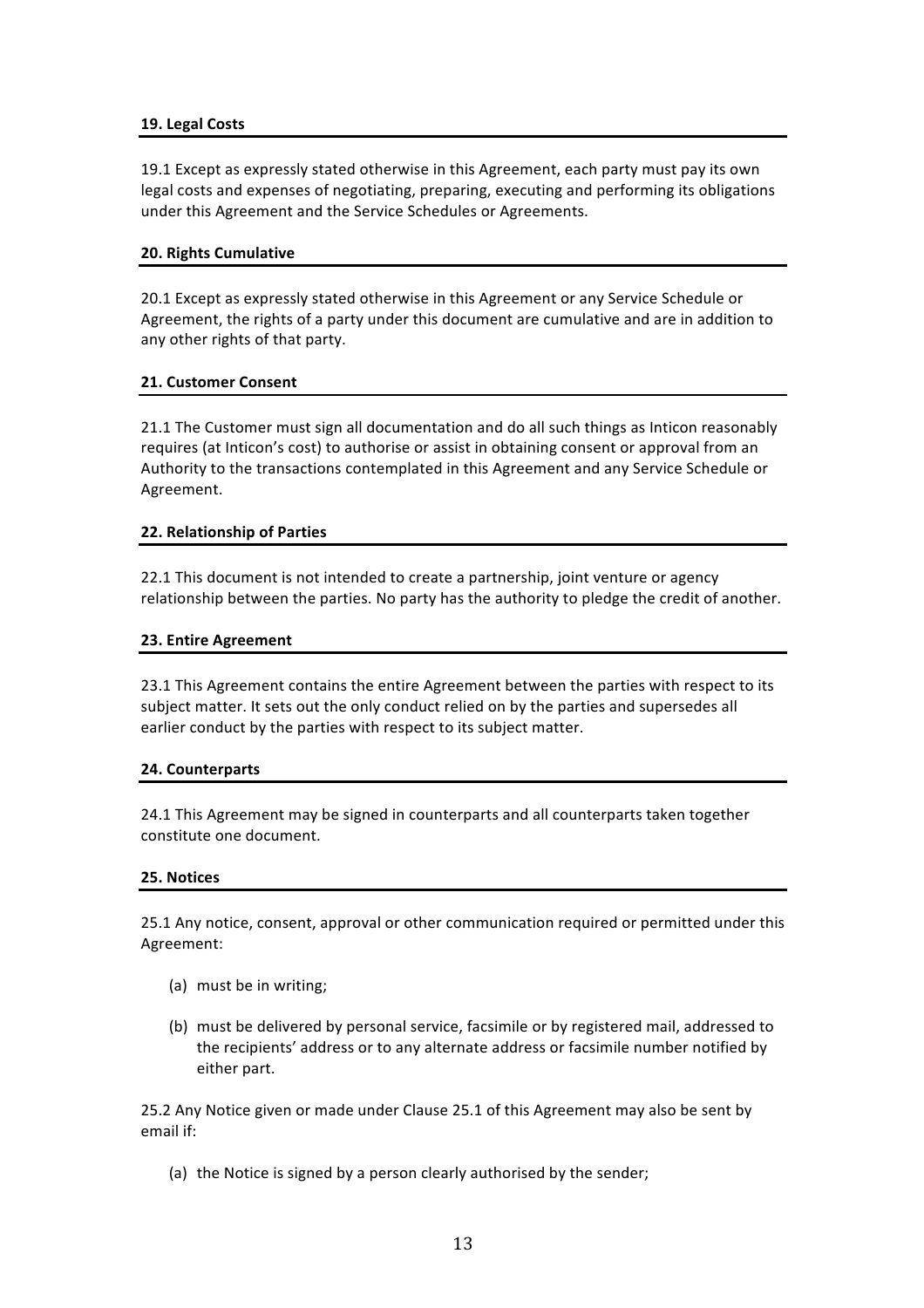## 19. Legal Costs

19.1 Except as expressly stated otherwise in this Agreement, each party must pay its own legal costs and expenses of negotiating, preparing, executing and performing its obligations under this Agreement and the Service Schedules or Agreements.

## 20. Rights Cumulative

20.1 Except as expressly stated otherwise in this Agreement or any Service Schedule or Agreement, the rights of a party under this document are cumulative and are in addition to any other rights of that party.

## 21. Customer Consent

21.1 The Customer must sign all documentation and do all such things as Inticon reasonably requires (at Inticon's cost) to authorise or assist in obtaining consent or approval from an Authority to the transactions contemplated in this Agreement and any Service Schedule or Agreement.

## 22. Relationship of Parties

22.1 This document is not intended to create a partnership, joint venture or agency relationship between the parties. No party has the authority to pledge the credit of another.

## 23. Entire Agreement

23.1 This Agreement contains the entire Agreement between the parties with respect to its subject matter. It sets out the only conduct relied on by the parties and supersedes all earlier conduct by the parties with respect to its subject matter.

## 24. Counterparts

24.1 This Agreement may be signed in counterparts and all counterparts taken together constitute one document.

## 25. Notices

25.1 Any notice, consent, approval or other communication required or permitted under this Agreement:

(a) must be in writing;

(b) must be delivered by personal service, facsimile or by registered mail, addressed to the recipients' address or to any alternate address or facsimile number notified by either part.

25.2 Any Notice given or made under Clause 25.1 of this Agreement may also be sent by email if:

(a) the Notice is signed by a person clearly authorised by the sender;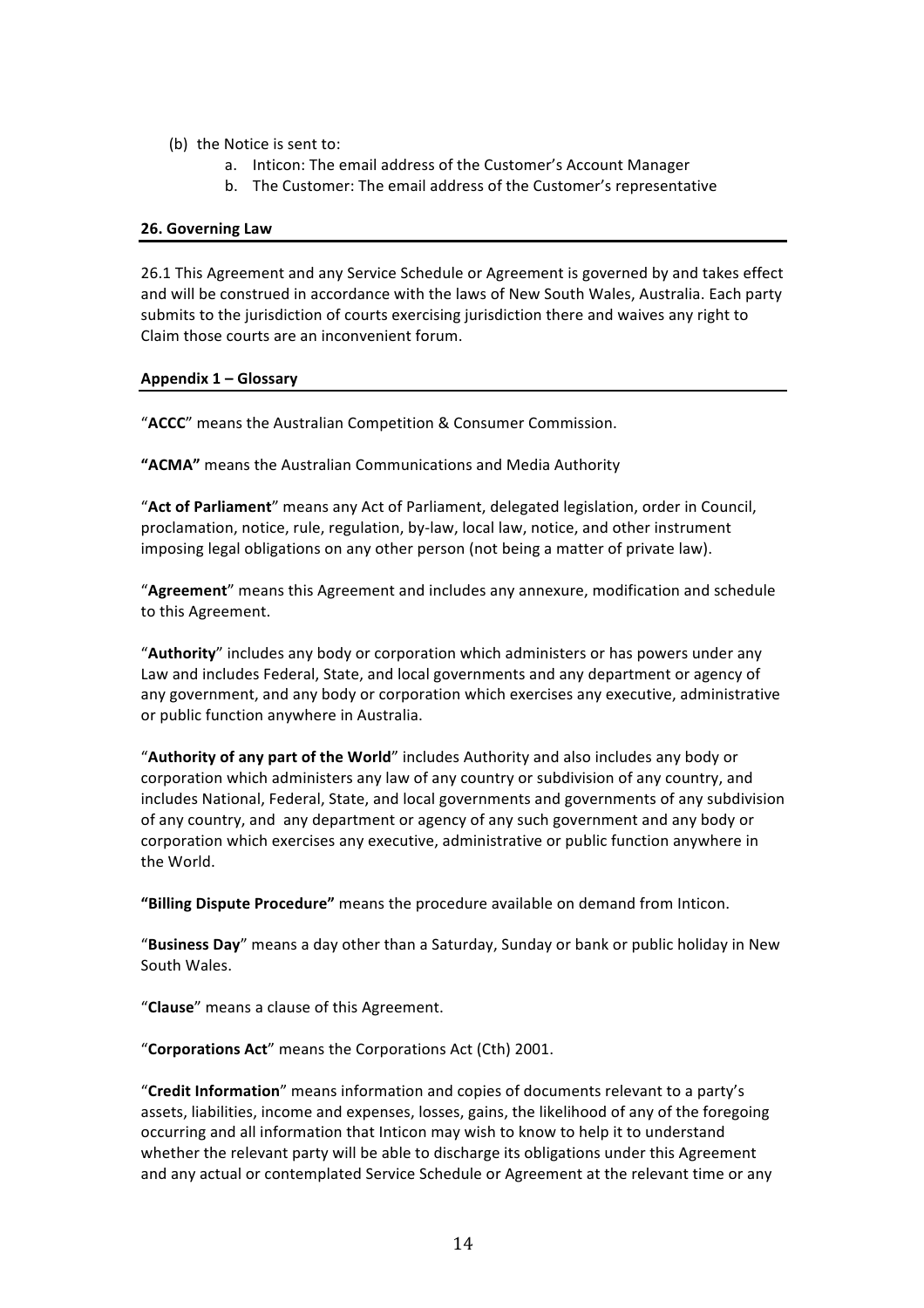(b) the Notice is sent to:
   a. Inticon: The email address of the Customer's Account Manager
   b. The Customer: The email address of the Customer's representative

**26. Governing Law**

26.1 This Agreement and any Service Schedule or Agreement is governed by and takes effect and will be construed in accordance with the laws of New South Wales, Australia. Each party submits to the jurisdiction of courts exercising jurisdiction there and waives any right to Claim those courts are an inconvenient forum.

**Appendix 1 – Glossary**

"**ACCC**" means the Australian Competition & Consumer Commission.

**"ACMA"** means the Australian Communications and Media Authority

"**Act of Parliament**" means any Act of Parliament, delegated legislation, order in Council, proclamation, notice, rule, regulation, by-law, local law, notice, and other instrument imposing legal obligations on any other person (not being a matter of private law).

"**Agreement**" means this Agreement and includes any annexure, modification and schedule to this Agreement.

"**Authority**" includes any body or corporation which administers or has powers under any Law and includes Federal, State, and local governments and any department or agency of any government, and any body or corporation which exercises any executive, administrative or public function anywhere in Australia.

"**Authority of any part of the World**" includes Authority and also includes any body or corporation which administers any law of any country or subdivision of any country, and includes National, Federal, State, and local governments and governments of any subdivision of any country, and any department or agency of any such government and any body or corporation which exercises any executive, administrative or public function anywhere in the World.

**"Billing Dispute Procedure"** means the procedure available on demand from Inticon.

"**Business Day**" means a day other than a Saturday, Sunday or bank or public holiday in New South Wales.

"**Clause**" means a clause of this Agreement.

"**Corporations Act**" means the Corporations Act (Cth) 2001.

"**Credit Information**" means information and copies of documents relevant to a party's assets, liabilities, income and expenses, losses, gains, the likelihood of any of the foregoing occurring and all information that Inticon may wish to know to help it to understand whether the relevant party will be able to discharge its obligations under this Agreement and any actual or contemplated Service Schedule or Agreement at the relevant time or any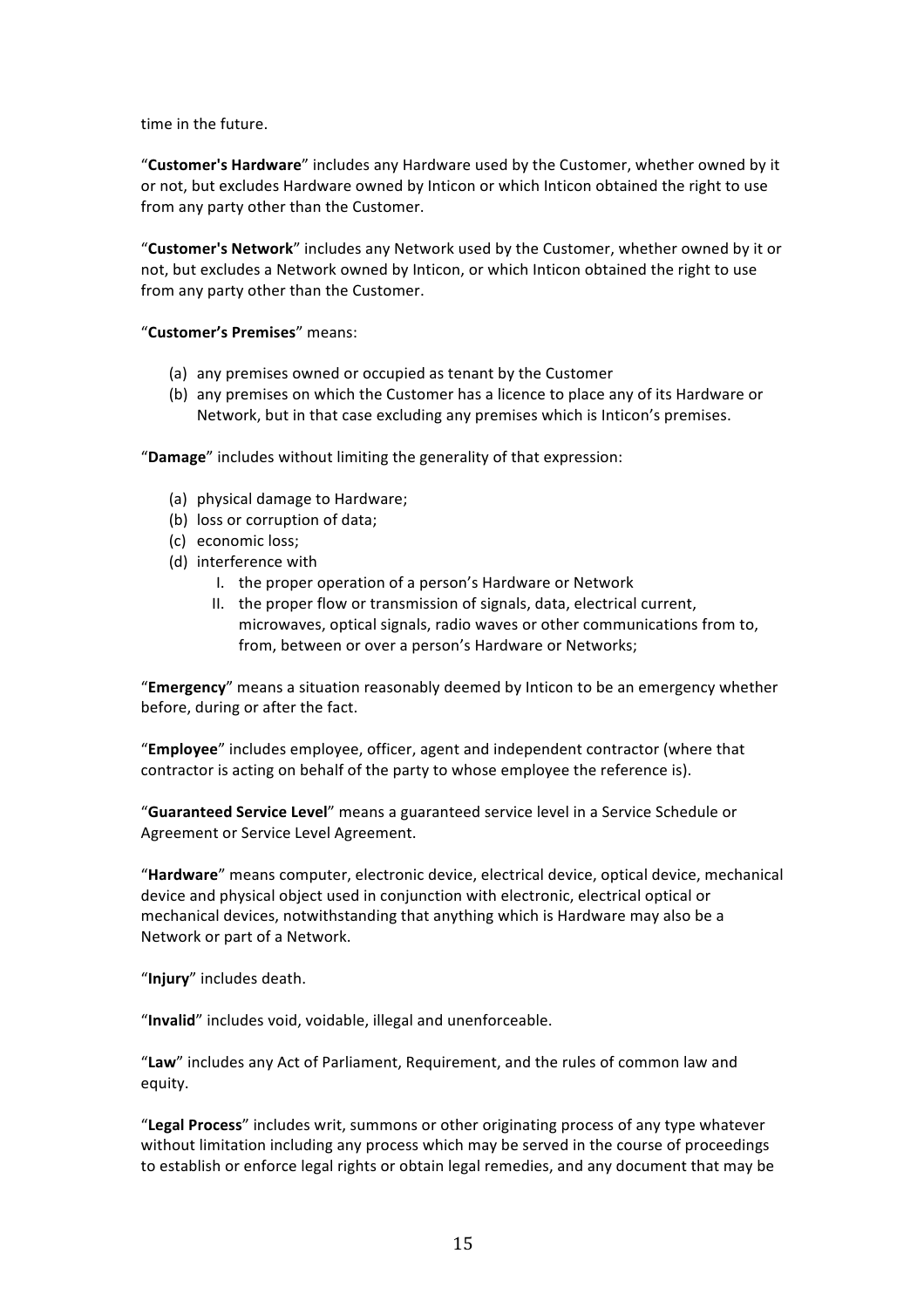time in the future.

“**Customer's Hardware**” includes any Hardware used by the Customer, whether owned by it or not, but excludes Hardware owned by Inticon or which Inticon obtained the right to use from any party other than the Customer.

“**Customer's Network**” includes any Network used by the Customer, whether owned by it or not, but excludes a Network owned by Inticon, or which Inticon obtained the right to use from any party other than the Customer.

“**Customer’s Premises**” means:

(a) any premises owned or occupied as tenant by the Customer
(b) any premises on which the Customer has a licence to place any of its Hardware or Network, but in that case excluding any premises which is Inticon’s premises.

“**Damage**” includes without limiting the generality of that expression:

(a) physical damage to Hardware;
(b) loss or corruption of data;
(c) economic loss;
(d) interference with
   I. the proper operation of a person’s Hardware or Network
   II. the proper flow or transmission of signals, data, electrical current, microwaves, optical signals, radio waves or other communications from to, from, between or over a person’s Hardware or Networks;

“**Emergency**” means a situation reasonably deemed by Inticon to be an emergency whether before, during or after the fact.

“**Employee**” includes employee, officer, agent and independent contractor (where that contractor is acting on behalf of the party to whose employee the reference is).

“**Guaranteed Service Level**” means a guaranteed service level in a Service Schedule or Agreement or Service Level Agreement.

“**Hardware**” means computer, electronic device, electrical device, optical device, mechanical device and physical object used in conjunction with electronic, electrical optical or mechanical devices, notwithstanding that anything which is Hardware may also be a Network or part of a Network.

“**Injury**” includes death.

“**Invalid**” includes void, voidable, illegal and unenforceable.

“**Law**” includes any Act of Parliament, Requirement, and the rules of common law and equity.

“**Legal Process**” includes writ, summons or other originating process of any type whatever without limitation including any process which may be served in the course of proceedings to establish or enforce legal rights or obtain legal remedies, and any document that may be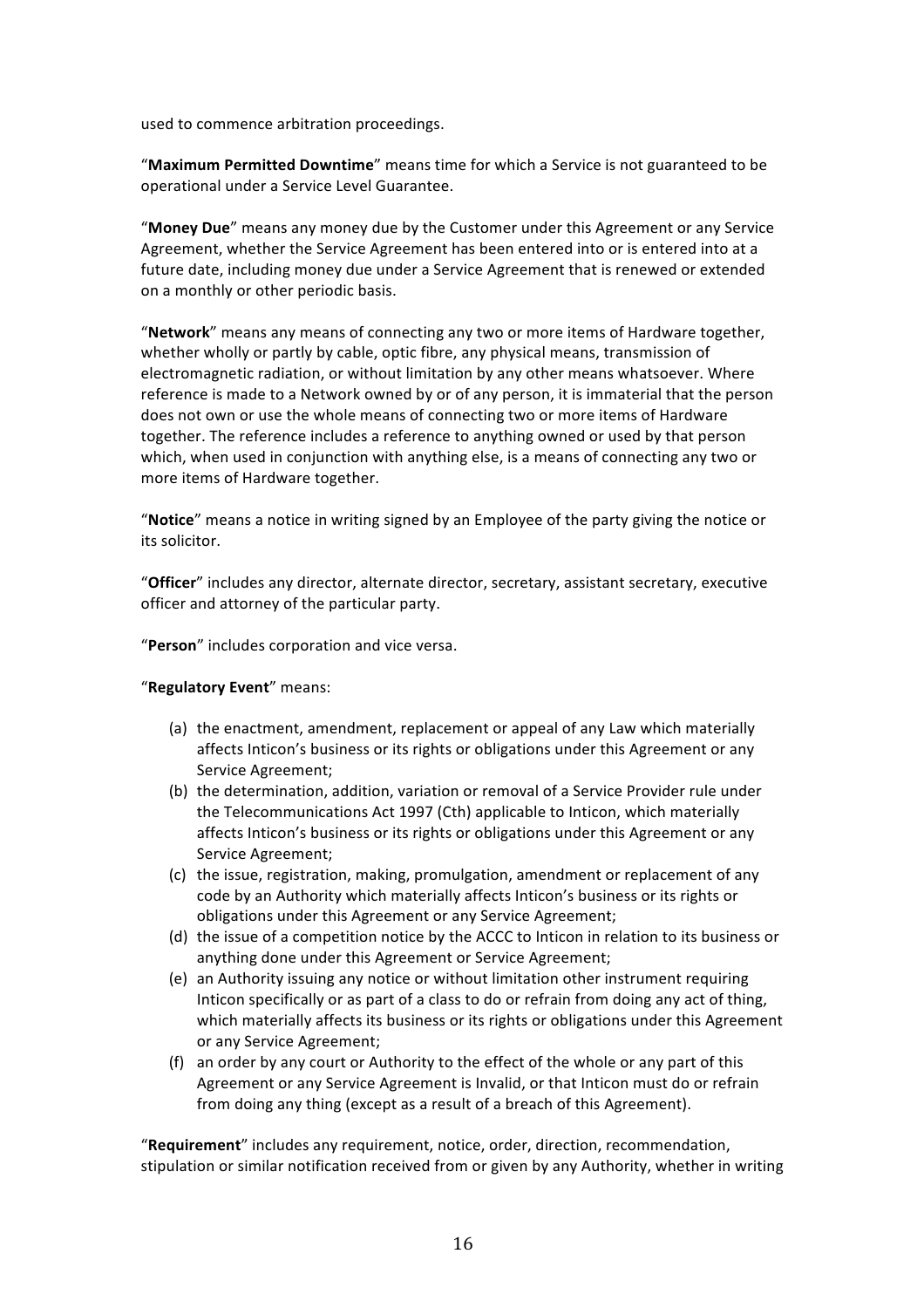used to commence arbitration proceedings.

“**Maximum Permitted Downtime**” means time for which a Service is not guaranteed to be operational under a Service Level Guarantee.

“**Money Due**” means any money due by the Customer under this Agreement or any Service Agreement, whether the Service Agreement has been entered into or is entered into at a future date, including money due under a Service Agreement that is renewed or extended on a monthly or other periodic basis.

“**Network**” means any means of connecting any two or more items of Hardware together, whether wholly or partly by cable, optic fibre, any physical means, transmission of electromagnetic radiation, or without limitation by any other means whatsoever. Where reference is made to a Network owned by or of any person, it is immaterial that the person does not own or use the whole means of connecting two or more items of Hardware together. The reference includes a reference to anything owned or used by that person which, when used in conjunction with anything else, is a means of connecting any two or more items of Hardware together.

“**Notice**” means a notice in writing signed by an Employee of the party giving the notice or its solicitor.

“**Officer**” includes any director, alternate director, secretary, assistant secretary, executive officer and attorney of the particular party.

“**Person**” includes corporation and vice versa.

“**Regulatory Event**” means:

(a) the enactment, amendment, replacement or appeal of any Law which materially affects Inticon’s business or its rights or obligations under this Agreement or any Service Agreement;
(b) the determination, addition, variation or removal of a Service Provider rule under the Telecommunications Act 1997 (Cth) applicable to Inticon, which materially affects Inticon’s business or its rights or obligations under this Agreement or any Service Agreement;
(c) the issue, registration, making, promulgation, amendment or replacement of any code by an Authority which materially affects Inticon’s business or its rights or obligations under this Agreement or any Service Agreement;
(d) the issue of a competition notice by the ACCC to Inticon in relation to its business or anything done under this Agreement or Service Agreement;
(e) an Authority issuing any notice or without limitation other instrument requiring Inticon specifically or as part of a class to do or refrain from doing any act of thing, which materially affects its business or its rights or obligations under this Agreement or any Service Agreement;
(f) an order by any court or Authority to the effect of the whole or any part of this Agreement or any Service Agreement is Invalid, or that Inticon must do or refrain from doing any thing (except as a result of a breach of this Agreement).

“**Requirement**” includes any requirement, notice, order, direction, recommendation, stipulation or similar notification received from or given by any Authority, whether in writing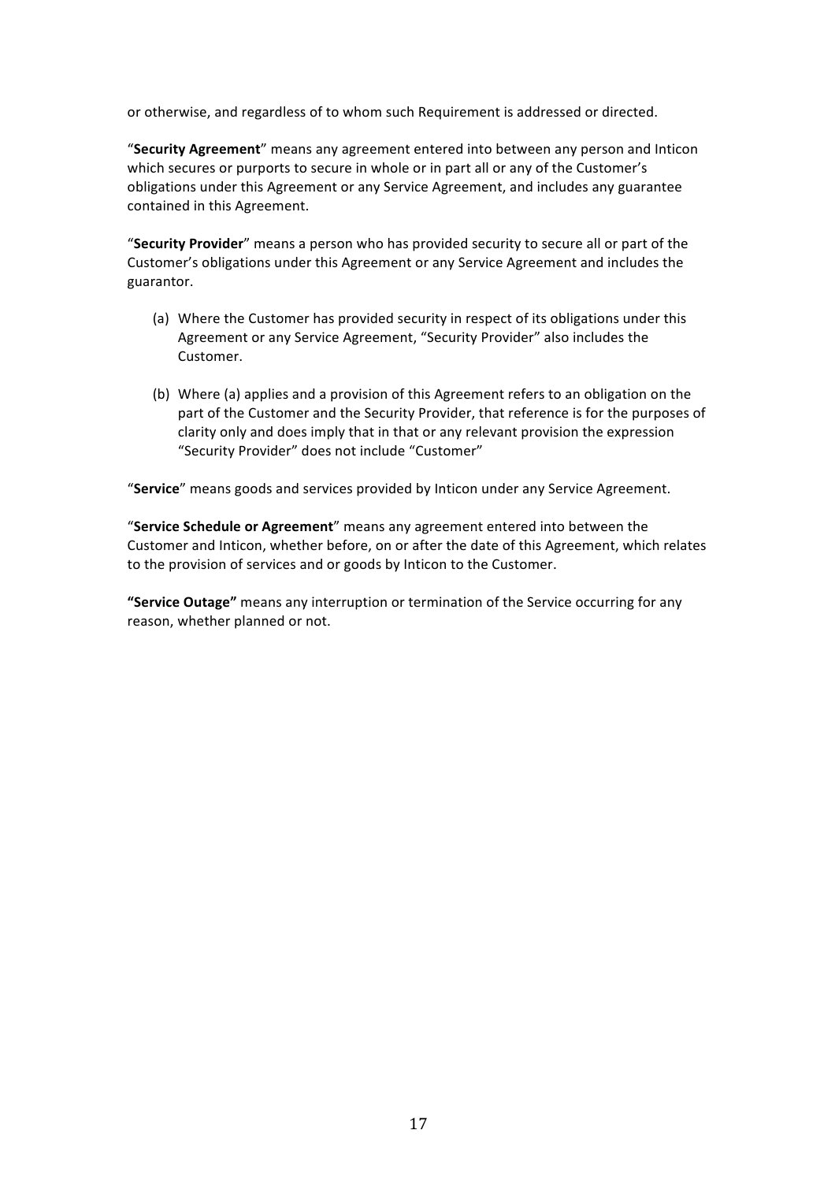or otherwise, and regardless of to whom such Requirement is addressed or directed.

"**Security Agreement**" means any agreement entered into between any person and Inticon which secures or purports to secure in whole or in part all or any of the Customer's obligations under this Agreement or any Service Agreement, and includes any guarantee contained in this Agreement.

"**Security Provider**" means a person who has provided security to secure all or part of the Customer's obligations under this Agreement or any Service Agreement and includes the guarantor.

(a) Where the Customer has provided security in respect of its obligations under this Agreement or any Service Agreement, "Security Provider" also includes the Customer.

(b) Where (a) applies and a provision of this Agreement refers to an obligation on the part of the Customer and the Security Provider, that reference is for the purposes of clarity only and does imply that in that or any relevant provision the expression "Security Provider" does not include "Customer"

"**Service**" means goods and services provided by Inticon under any Service Agreement.

"**Service Schedule or Agreement**" means any agreement entered into between the Customer and Inticon, whether before, on or after the date of this Agreement, which relates to the provision of services and or goods by Inticon to the Customer.

**"Service Outage"** means any interruption or termination of the Service occurring for any reason, whether planned or not.